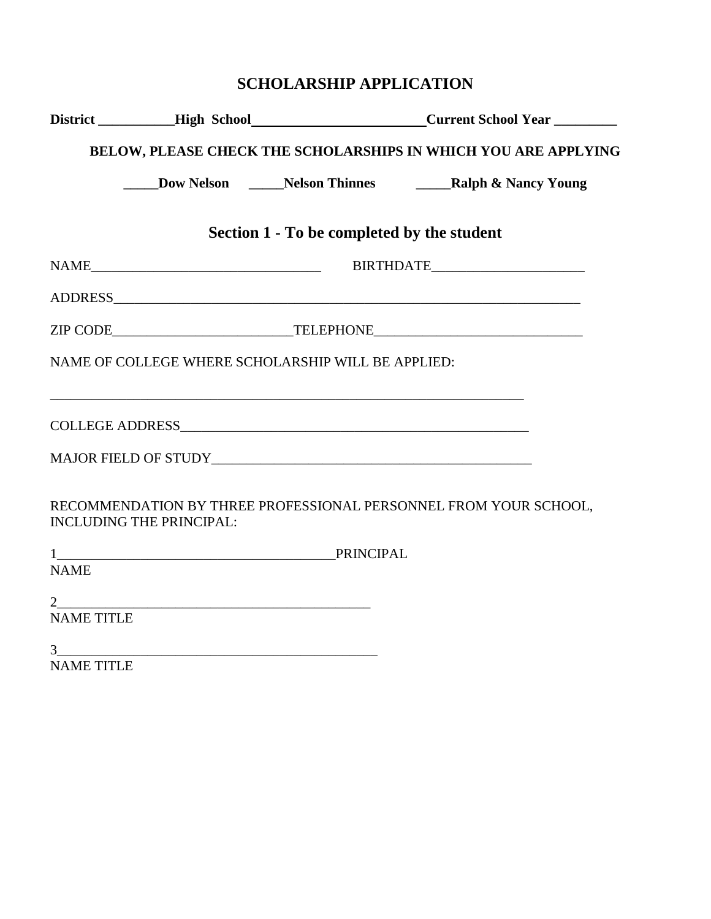# SCHOLARSHIP APPLICATION

**District \_\_\_\_\_\_\_\_\_\_\_High School\_\_\_\_\_\_\_\_\_\_\_\_\_\_\_\_\_\_\_\_\_\_\_\_\_Current School Year \_\_\_\_\_\_\_\_\_**

**BELOW, PLEASE CHECK THE SCHOLARSHIPS IN WHICH YOU ARE APPLYING**

**\_\_\_\_\_Dow Nelson \_\_\_\_\_Nelson Thinnes \_\_\_\_\_Ralph & Nancy Young**

## Section 1 - To be completed by the student

NAME\_\_\_\_\_\_\_\_\_\_\_\_\_\_\_\_\_\_\_\_\_\_\_\_\_\_\_\_\_\_\_\_\_ BIRTHDATE\_\_\_\_\_\_\_\_\_\_\_\_\_\_\_\_\_\_\_\_\_\_

ADDRESS\_\_\_\_\_\_\_\_\_\_\_\_\_\_\_\_\_\_\_\_\_\_\_\_\_\_\_\_\_\_\_\_\_\_\_\_\_\_\_\_\_\_\_\_\_\_\_\_\_\_\_\_\_\_\_\_\_\_\_\_\_\_\_\_\_\_\_

ZIP CODE\_\_\_\_\_\_\_\_\_\_\_\_\_\_\_\_\_\_\_\_\_\_\_\_\_\_TELEPHONE\_\_\_\_\_\_\_\_\_\_\_\_\_\_\_\_\_\_\_\_\_\_\_\_\_\_\_\_\_\_

NAME OF COLLEGE WHERE SCHOLARSHIP WILL BE APPLIED:

\_\_\_\_\_\_\_\_\_\_\_\_\_\_\_\_\_\_\_\_\_\_\_\_\_\_\_\_\_\_\_\_\_\_\_\_\_\_\_\_\_\_\_\_\_\_\_\_\_\_\_\_\_\_\_\_\_\_\_\_\_\_\_\_\_\_\_\_\_\_

COLLEGE ADDRESS\_\_\_\_\_\_\_\_\_\_\_\_\_\_\_\_\_\_\_\_\_\_\_\_\_\_\_\_\_\_\_\_\_\_\_\_\_\_\_\_\_\_\_\_\_\_\_\_\_\_\_\_

MAJOR FIELD OF STUDY\_\_\_\_\_\_\_\_\_\_\_\_\_\_\_\_\_\_\_\_\_\_\_\_\_\_\_\_\_\_\_\_\_\_\_\_\_\_\_\_\_\_\_\_\_\_\_

RECOMMENDATION BY THREE PROFESSIONAL PERSONNEL FROM YOUR SCHOOL, INCLUDING THE PRINCIPAL:

1\_\_\_\_\_\_\_\_\_\_\_\_\_\_\_\_\_\_\_\_\_\_\_\_\_\_\_\_\_\_\_\_\_\_\_\_\_\_\_\_PRINCIPAL
NAME

2\_\_\_\_\_\_\_\_\_\_\_\_\_\_\_\_\_\_\_\_\_\_\_\_\_\_\_\_\_\_\_\_\_\_\_\_\_\_\_\_\_\_\_\_\_
NAME TITLE

3\_\_\_\_\_\_\_\_\_\_\_\_\_\_\_\_\_\_\_\_\_\_\_\_\_\_\_\_\_\_\_\_\_\_\_\_\_\_\_\_\_\_\_\_\_\_
NAME TITLE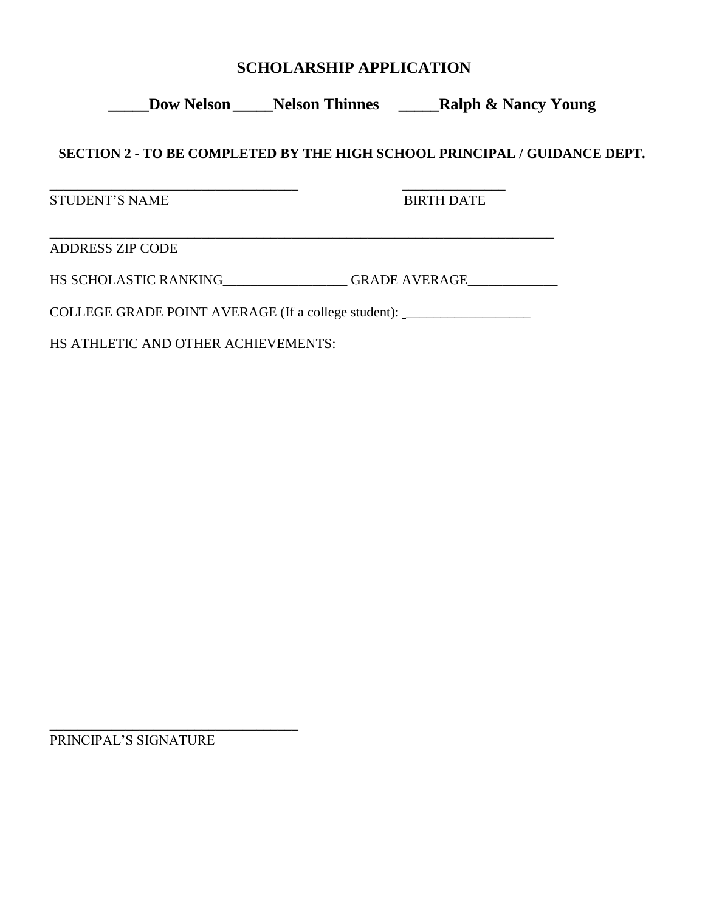# SCHOLARSHIP APPLICATION

**_____Dow Nelson _____Nelson Thinnes _____Ralph & Nancy Young**

### SECTION 2 - TO BE COMPLETED BY THE HIGH SCHOOL PRINCIPAL / GUIDANCE DEPT.

____________________________________ _______________

STUDENT'S NAME BIRTH DATE

_________________________________________________________________________

ADDRESS ZIP CODE

HS SCHOLASTIC RANKING__________________ GRADE AVERAGE_____________

COLLEGE GRADE POINT AVERAGE (If a college student): __________________

HS ATHLETIC AND OTHER ACHIEVEMENTS:

____________________________________

PRINCIPAL'S SIGNATURE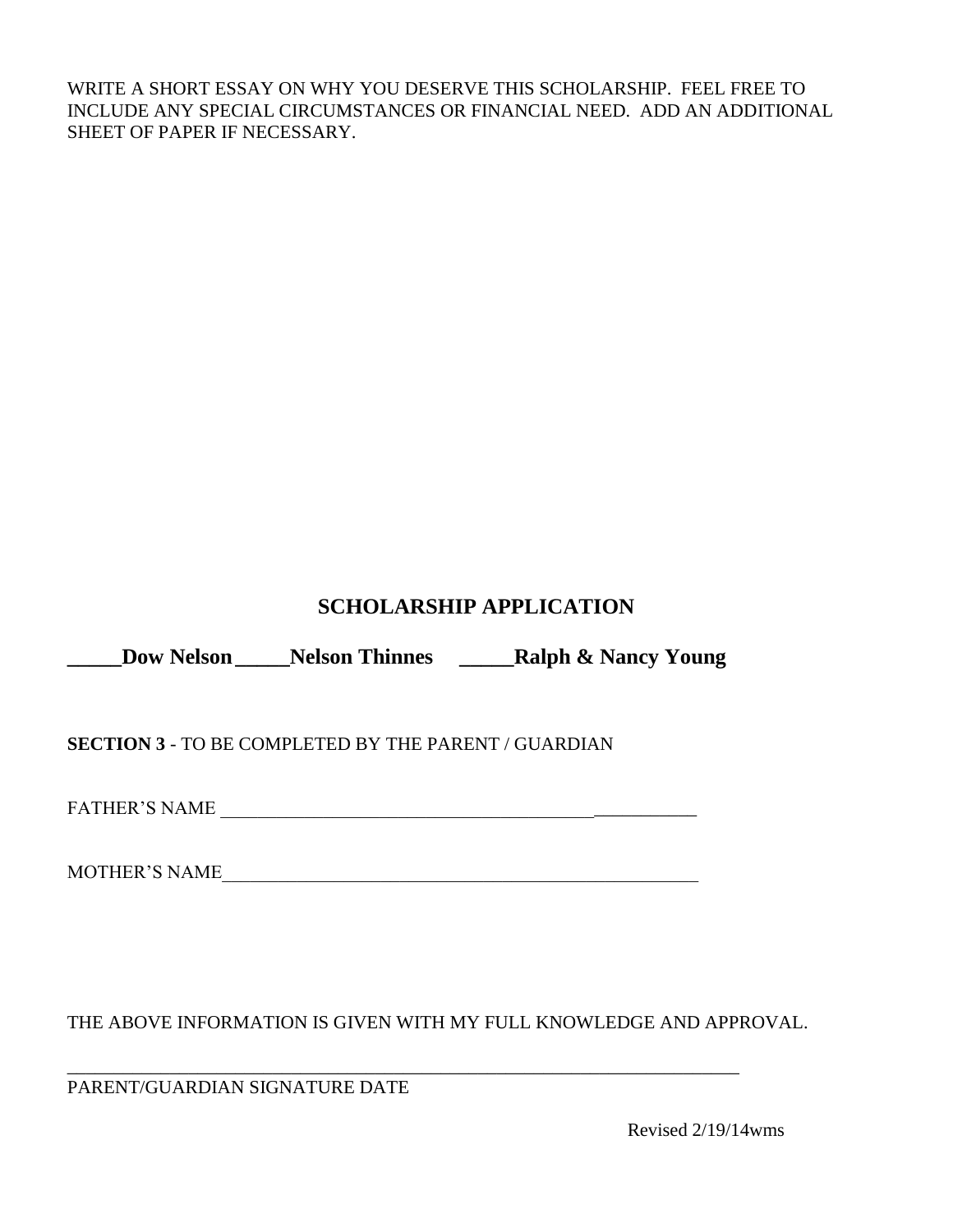WRITE A SHORT ESSAY ON WHY YOU DESERVE THIS SCHOLARSHIP. FEEL FREE TO INCLUDE ANY SPECIAL CIRCUMSTANCES OR FINANCIAL NEED. ADD AN ADDITIONAL SHEET OF PAPER IF NECESSARY.

## SCHOLARSHIP APPLICATION

**_____Dow Nelson _____Nelson Thinnes _____Ralph & Nancy Young**

**SECTION 3** - TO BE COMPLETED BY THE PARENT / GUARDIAN

FATHER'S NAME ____________________________________________________

MOTHER'S NAME____________________________________________________

THE ABOVE INFORMATION IS GIVEN WITH MY FULL KNOWLEDGE AND APPROVAL.

___________________________________________________________________________

PARENT/GUARDIAN SIGNATURE DATE

Revised 2/19/14wms